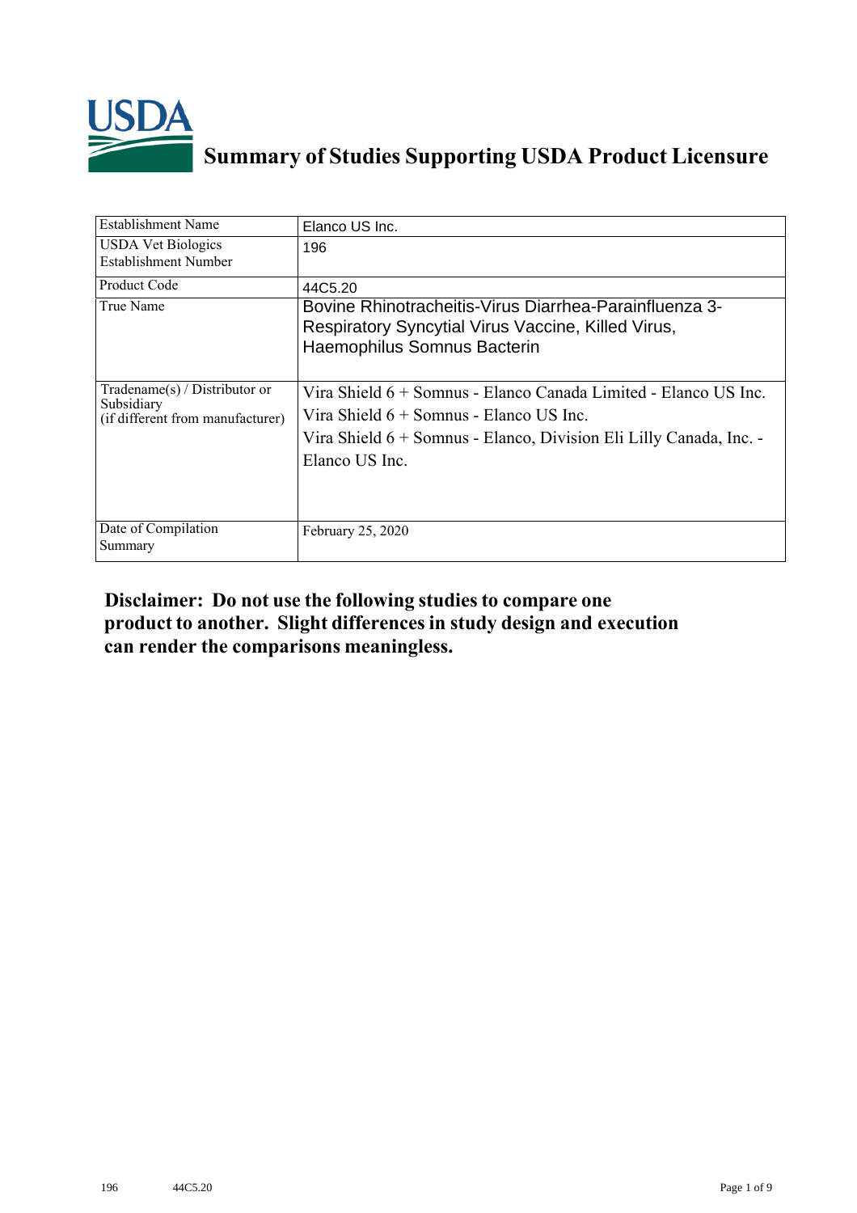# Summary of Studies Supporting USDA Product Licensure

| Establishment Name | Elanco US Inc. |
|---|---|
| USDA Vet Biologics Establishment Number | 196 |
| Product Code | 44C5.20 |
| True Name | Bovine Rhinotracheitis-Virus Diarrhea-Parainfluenza 3-Respiratory Syncytial Virus Vaccine, Killed Virus, Haemophilus Somnus Bacterin |
| Tradename(s) / Distributor or Subsidiary (if different from manufacturer) | Vira Shield 6 + Somnus - Elanco Canada Limited - Elanco US Inc.<br>Vira Shield 6 + Somnus - Elanco US Inc.<br>Vira Shield 6 + Somnus - Elanco, Division Eli Lilly Canada, Inc. - Elanco US Inc. |
| Date of Compilation Summary | February 25, 2020 |

**Disclaimer: Do not use the following studies to compare one product to another. Slight differences in study design and execution can render the comparisons meaningless.**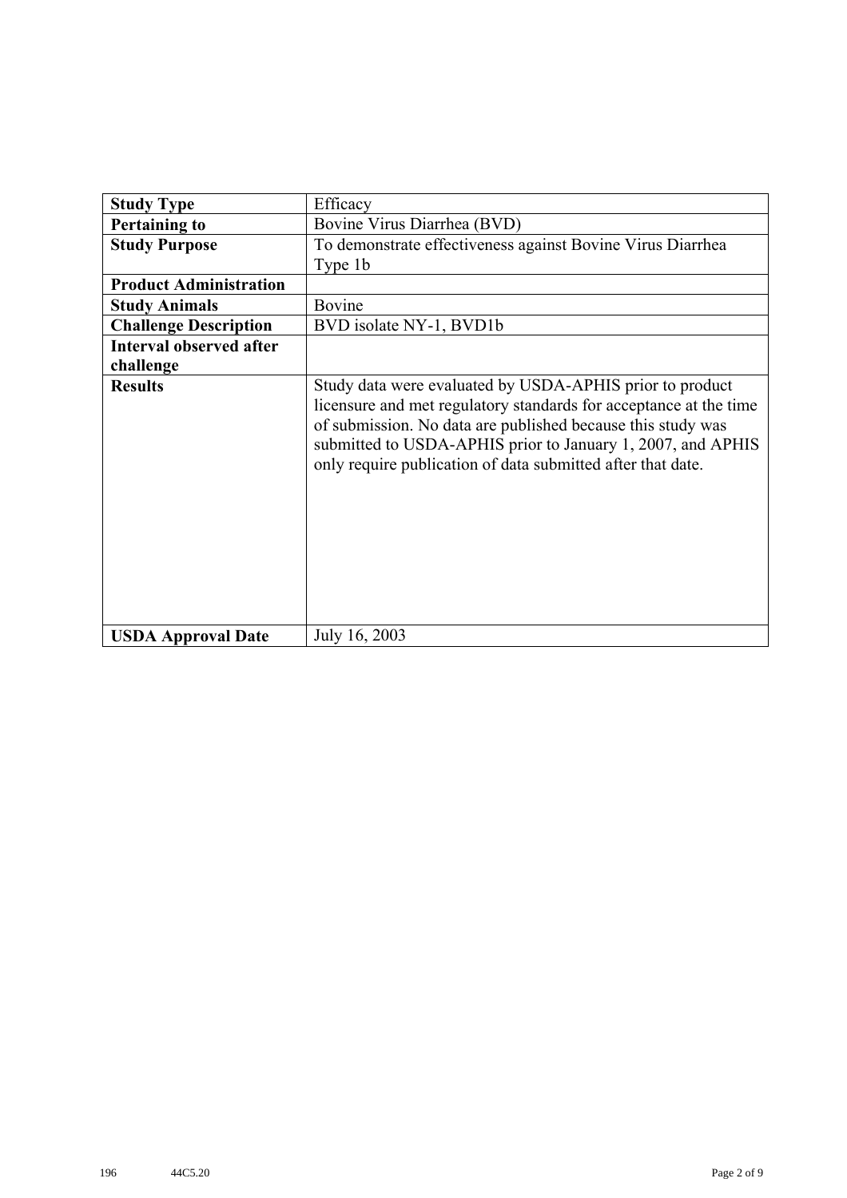| Study Type | Efficacy |
|---|---|
| **Pertaining to** | Bovine Virus Diarrhea (BVD) |
| **Study Purpose** | To demonstrate effectiveness against Bovine Virus Diarrhea Type 1b |
| **Product Administration** | |
| **Study Animals** | Bovine |
| **Challenge Description** | BVD isolate NY-1, BVD1b |
| **Interval observed after challenge** | |
| **Results** | Study data were evaluated by USDA-APHIS prior to product licensure and met regulatory standards for acceptance at the time of submission. No data are published because this study was submitted to USDA-APHIS prior to January 1, 2007, and APHIS only require publication of data submitted after that date. |
| **USDA Approval Date** | July 16, 2003 |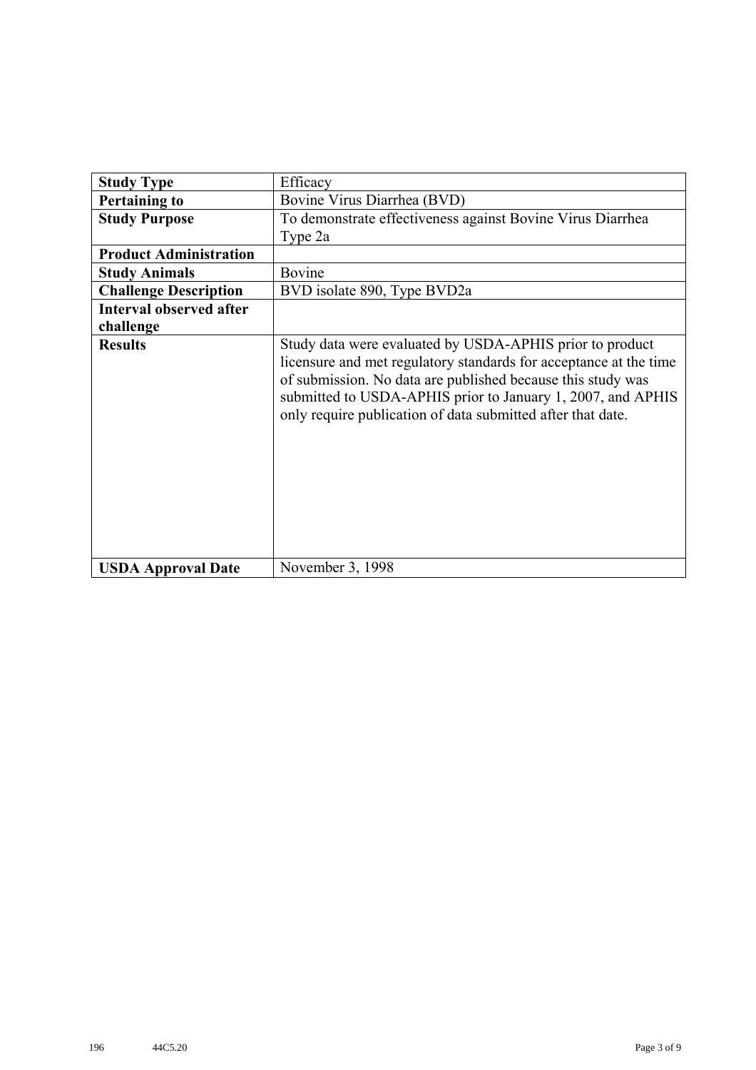| Study Type | Efficacy |
|---|---|
| **Pertaining to** | Bovine Virus Diarrhea (BVD) |
| **Study Purpose** | To demonstrate effectiveness against Bovine Virus Diarrhea Type 2a |
| **Product Administration** | |
| **Study Animals** | Bovine |
| **Challenge Description** | BVD isolate 890, Type BVD2a |
| **Interval observed after challenge** | |
| **Results** | Study data were evaluated by USDA-APHIS prior to product licensure and met regulatory standards for acceptance at the time of submission. No data are published because this study was submitted to USDA-APHIS prior to January 1, 2007, and APHIS only require publication of data submitted after that date. |
| **USDA Approval Date** | November 3, 1998 |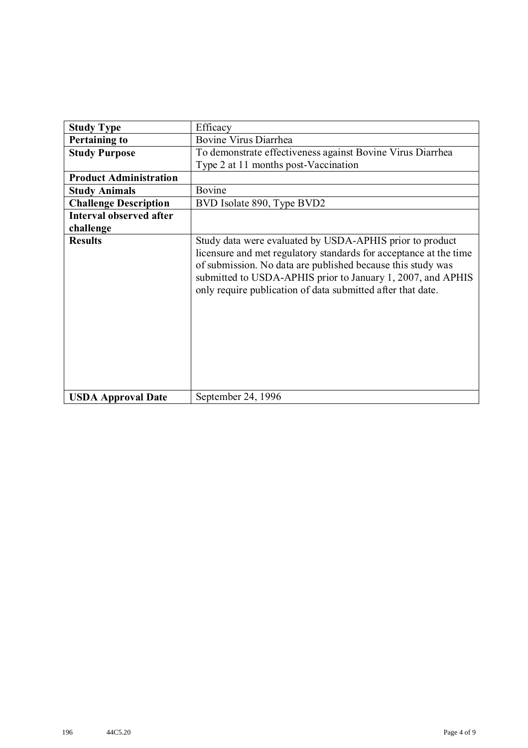| **Study Type** | Efficacy |
|---|---|
| **Pertaining to** | Bovine Virus Diarrhea |
| **Study Purpose** | To demonstrate effectiveness against Bovine Virus Diarrhea Type 2 at 11 months post-Vaccination |
| **Product Administration** | |
| **Study Animals** | Bovine |
| **Challenge Description** | BVD Isolate 890, Type BVD2 |
| **Interval observed after challenge** | |
| **Results** | Study data were evaluated by USDA-APHIS prior to product licensure and met regulatory standards for acceptance at the time of submission. No data are published because this study was submitted to USDA-APHIS prior to January 1, 2007, and APHIS only require publication of data submitted after that date. |
| **USDA Approval Date** | September 24, 1996 |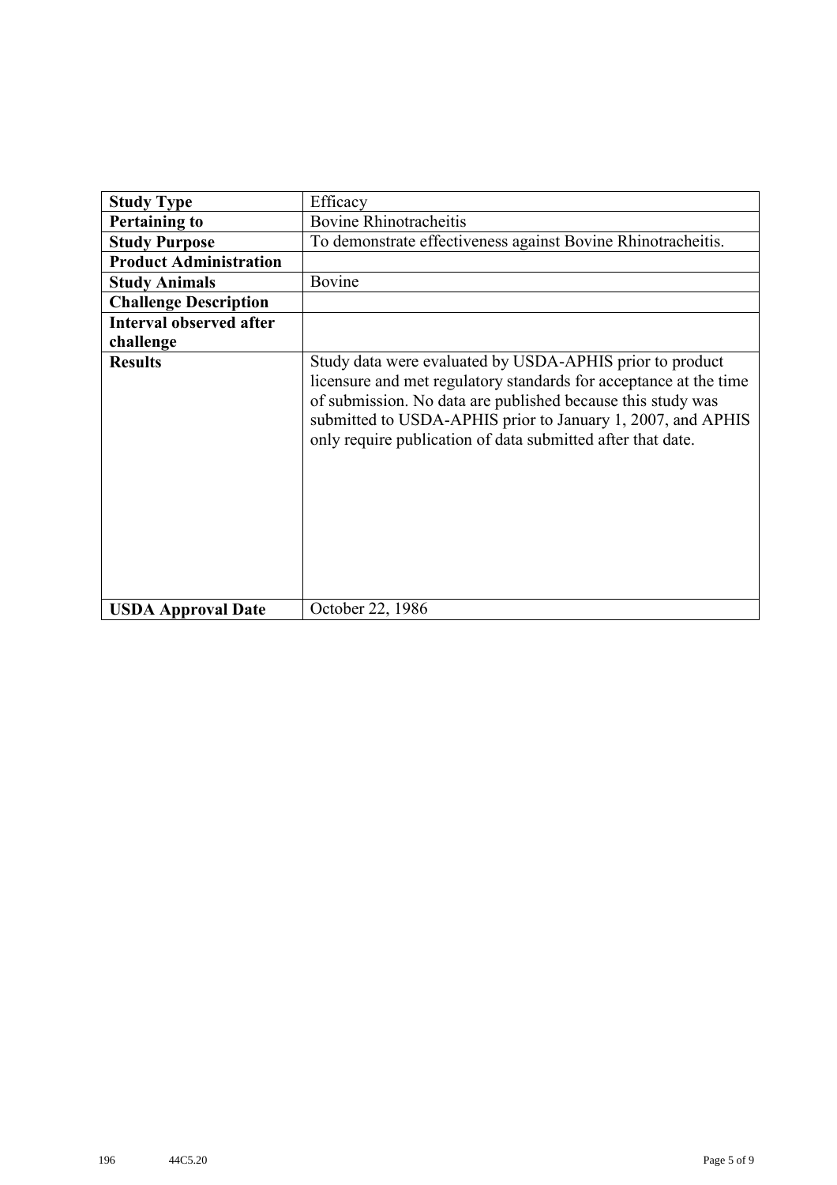| Study Type | Efficacy |
|---|---|
| **Pertaining to** | Bovine Rhinotracheitis |
| **Study Purpose** | To demonstrate effectiveness against Bovine Rhinotracheitis. |
| **Product Administration** | |
| **Study Animals** | Bovine |
| **Challenge Description** | |
| **Interval observed after challenge** | |
| **Results** | Study data were evaluated by USDA-APHIS prior to product licensure and met regulatory standards for acceptance at the time of submission. No data are published because this study was submitted to USDA-APHIS prior to January 1, 2007, and APHIS only require publication of data submitted after that date. |
| **USDA Approval Date** | October 22, 1986 |

196 44C5.20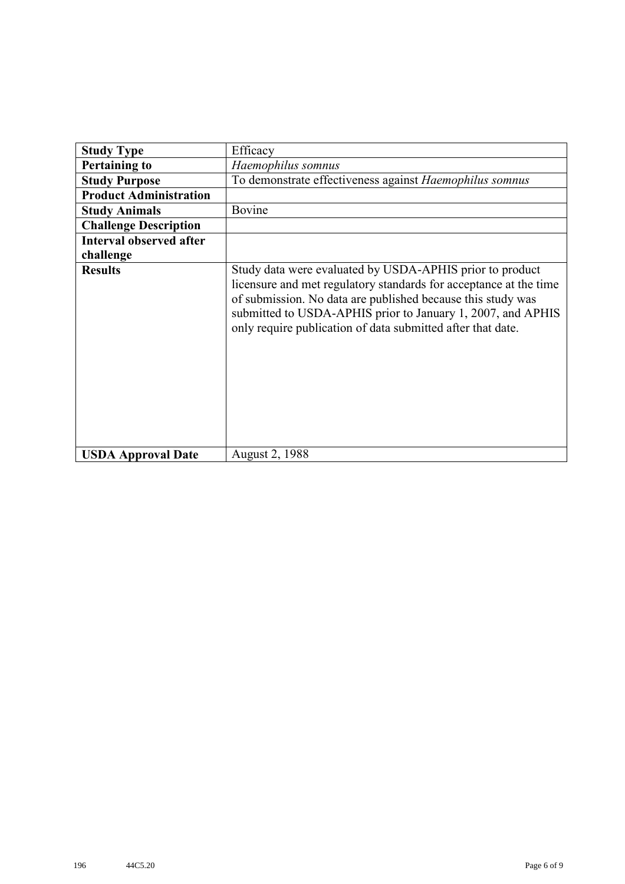| **Study Type** | Efficacy |
|---|---|
| **Pertaining to** | *Haemophilus somnus* |
| **Study Purpose** | To demonstrate effectiveness against *Haemophilus somnus* |
| **Product Administration** | |
| **Study Animals** | Bovine |
| **Challenge Description** | |
| **Interval observed after challenge** | |
| **Results** | Study data were evaluated by USDA-APHIS prior to product licensure and met regulatory standards for acceptance at the time of submission. No data are published because this study was submitted to USDA-APHIS prior to January 1, 2007, and APHIS only require publication of data submitted after that date. |
| **USDA Approval Date** | August 2, 1988 |

196 44C5.20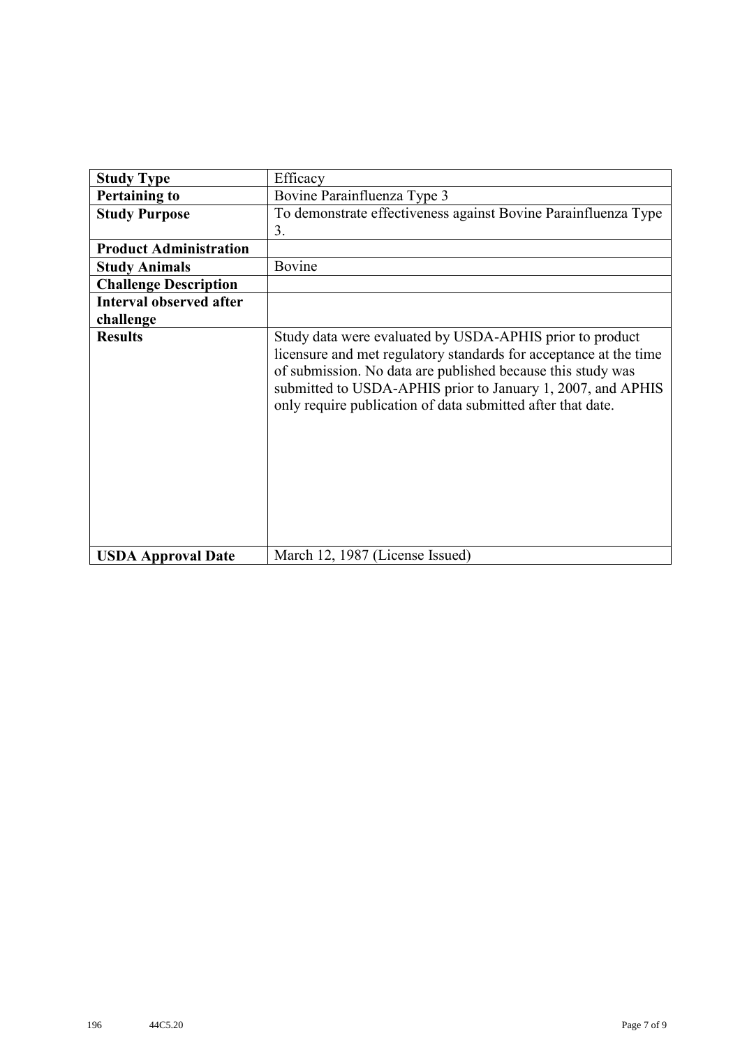| Study Type | Efficacy |
|---|---|
| Pertaining to | Bovine Parainfluenza Type 3 |
| Study Purpose | To demonstrate effectiveness against Bovine Parainfluenza Type 3. |
| Product Administration | |
| Study Animals | Bovine |
| Challenge Description | |
| Interval observed after challenge | |
| Results | Study data were evaluated by USDA-APHIS prior to product licensure and met regulatory standards for acceptance at the time of submission. No data are published because this study was submitted to USDA-APHIS prior to January 1, 2007, and APHIS only require publication of data submitted after that date. |
| USDA Approval Date | March 12, 1987 (License Issued) |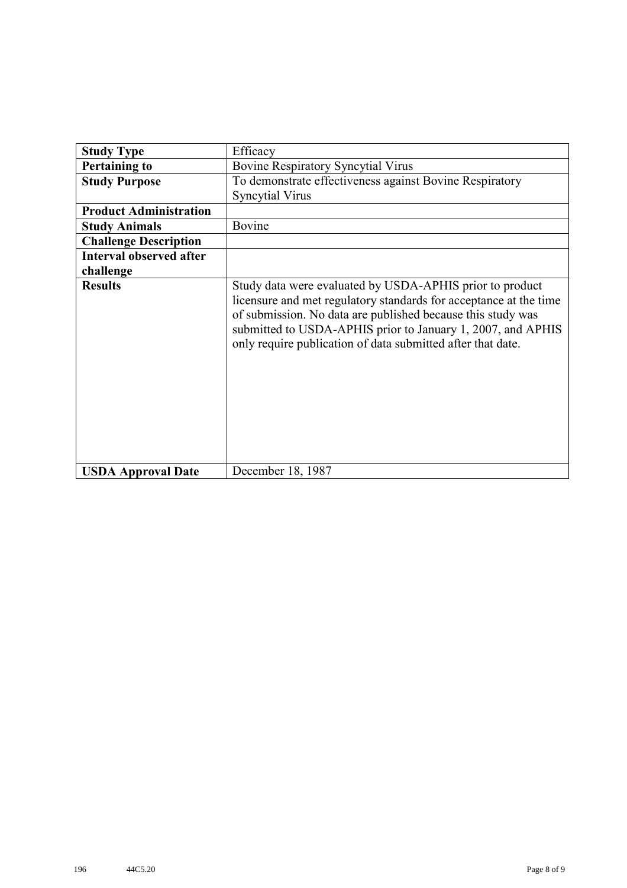| Study Type | Efficacy |
|---|---|
| **Pertaining to** | Bovine Respiratory Syncytial Virus |
| **Study Purpose** | To demonstrate effectiveness against Bovine Respiratory Syncytial Virus |
| **Product Administration** | |
| **Study Animals** | Bovine |
| **Challenge Description** | |
| **Interval observed after challenge** | |
| **Results** | Study data were evaluated by USDA-APHIS prior to product licensure and met regulatory standards for acceptance at the time of submission. No data are published because this study was submitted to USDA-APHIS prior to January 1, 2007, and APHIS only require publication of data submitted after that date. |
| **USDA Approval Date** | December 18, 1987 |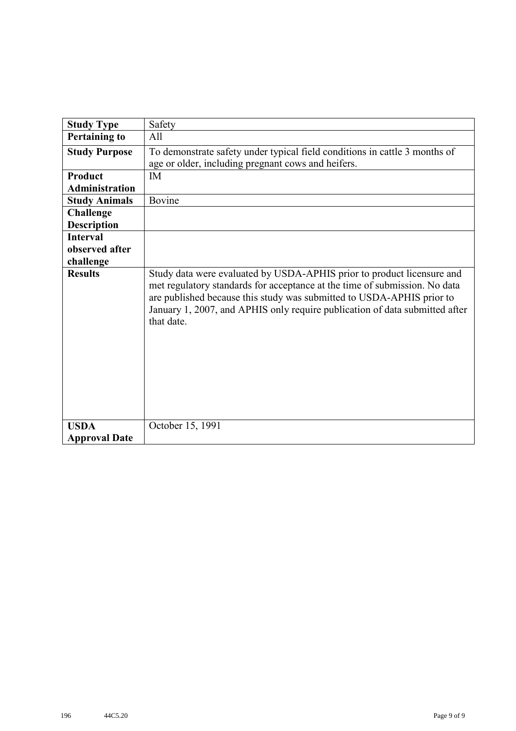| | |
|---|---|
| **Study Type** | Safety |
| **Pertaining to** | All |
| **Study Purpose** | To demonstrate safety under typical field conditions in cattle 3 months of age or older, including pregnant cows and heifers. |
| **Product Administration** | IM |
| **Study Animals** | Bovine |
| **Challenge Description** | |
| **Interval observed after challenge** | |
| **Results** | Study data were evaluated by USDA-APHIS prior to product licensure and met regulatory standards for acceptance at the time of submission. No data are published because this study was submitted to USDA-APHIS prior to January 1, 2007, and APHIS only require publication of data submitted after that date. |
| **USDA Approval Date** | October 15, 1991 |

196 44C5.20